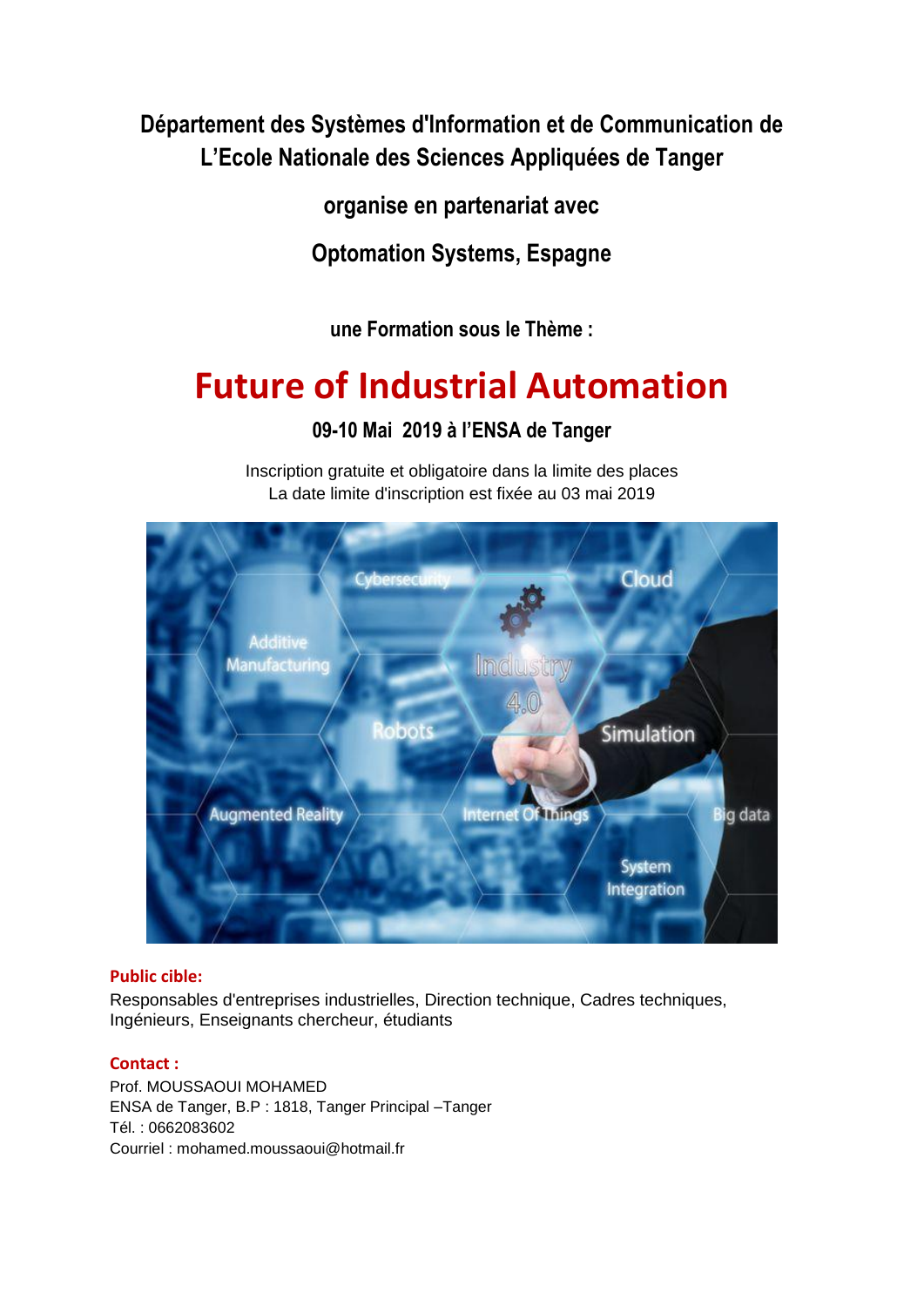**Département des Systèmes d'Information et de Communication de L'Ecole Nationale des Sciences Appliquées de Tanger**

**organise en partenariat avec**

**Optomation Systems, Espagne**

**une Formation sous le Thème :**

# Future of Industrial Automation

**09-10 Mai 2019 à l'ENSA de Tanger**

Inscription gratuite et obligatoire dans la limite des places
La date limite d'inscription est fixée au 03 mai 2019

**Public cible:**

Responsables d'entreprises industrielles, Direction technique, Cadres techniques, Ingénieurs, Enseignants chercheur, étudiants

**Contact :**

Prof. MOUSSAOUI MOHAMED
ENSA de Tanger, B.P : 1818, Tanger Principal –Tanger
Tél. : 0662083602
Courriel : mohamed.moussaoui@hotmail.fr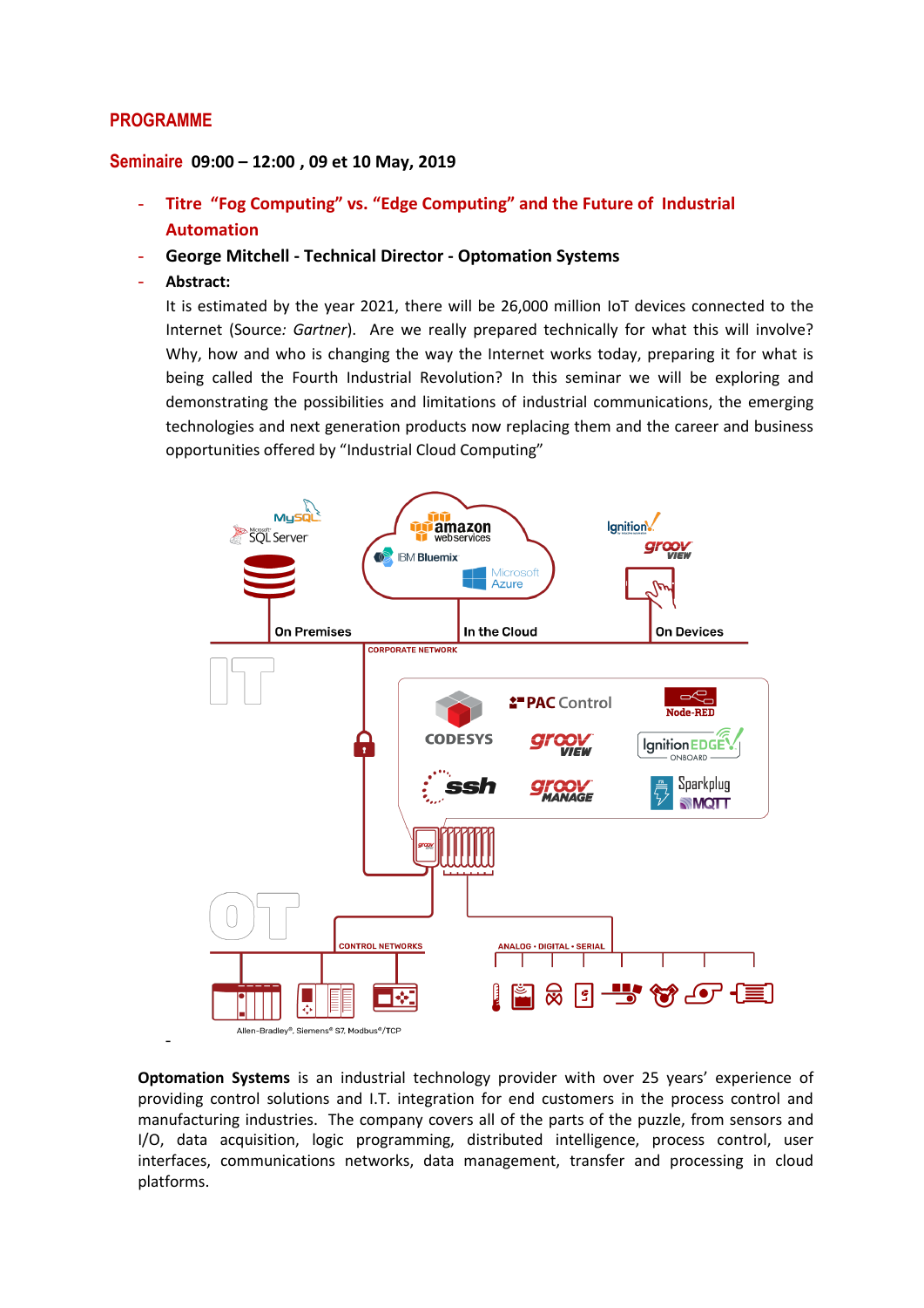## PROGRAMME

**Seminaire 09:00 – 12:00 , 09 et 10 May, 2019**

- **Titre "Fog Computing" vs. "Edge Computing" and the Future of Industrial Automation**
- **George Mitchell - Technical Director - Optomation Systems**
- **Abstract:**

  It is estimated by the year 2021, there will be 26,000 million IoT devices connected to the Internet (Source*: Gartner*). Are we really prepared technically for what this will involve? Why, how and who is changing the way the Internet works today, preparing it for what is being called the Fourth Industrial Revolution? In this seminar we will be exploring and demonstrating the possibilities and limitations of industrial communications, the emerging technologies and next generation products now replacing them and the career and business opportunities offered by "Industrial Cloud Computing"

-

**Optomation Systems** is an industrial technology provider with over 25 years' experience of providing control solutions and I.T. integration for end customers in the process control and manufacturing industries. The company covers all of the parts of the puzzle, from sensors and I/O, data acquisition, logic programming, distributed intelligence, process control, user interfaces, communications networks, data management, transfer and processing in cloud platforms.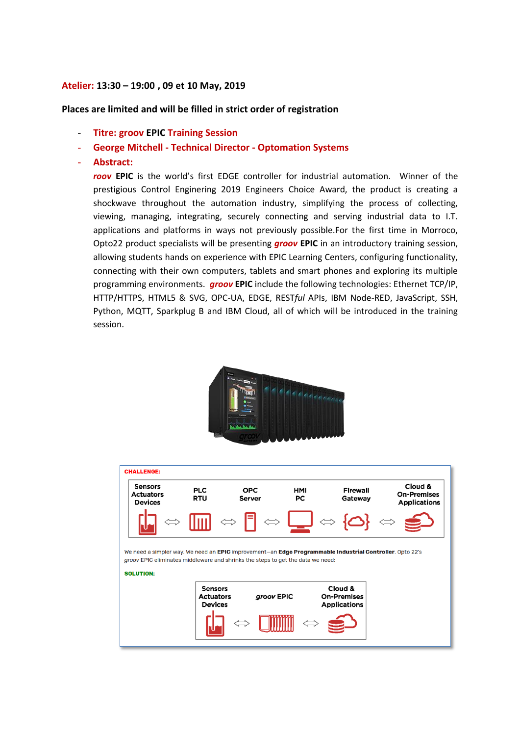**Atelier:** 13:30 – 19:00 , 09 et 10 May, 2019

**Places are limited and will be filled in strict order of registration**

- **Titre: groov EPIC Training Session**
- **George Mitchell - Technical Director - Optomation Systems**
- **Abstract:**

  ***roov*** **EPIC** is the world's first EDGE controller for industrial automation. Winner of the prestigious Control Enginering 2019 Engineers Choice Award, the product is creating a shockwave throughout the automation industry, simplifying the process of collecting, viewing, managing, integrating, securely connecting and serving industrial data to I.T. applications and platforms in ways not previously possible.For the first time in Morroco, Opto22 product specialists will be presenting ***groov*** **EPIC** in an introductory training session, allowing students hands on experience with EPIC Learning Centers, configuring functionality, connecting with their own computers, tablets and smart phones and exploring its multiple programming environments. ***groov*** **EPIC** include the following technologies: Ethernet TCP/IP, HTTP/HTTPS, HTML5 & SVG, OPC-UA, EDGE, REST*ful* APIs, IBM Node-RED, JavaScript, SSH, Python, MQTT, Sparkplug B and IBM Cloud, all of which will be introduced in the training session.

**CHALLENGE:**

Sensors Actuators Devices ⇔ PLC RTU ⇔ OPC Server ⇔ HMI PC ⇔ Firewall Gateway ⇔ Cloud & On-Premises Applications

We need a simpler way. We need an **EPIC** improvement—an **Edge Programmable Industrial Controller**. Opto 22's *groov* EPIC eliminates middleware and shrinks the steps to get the data we need:

**SOLUTION:**

Sensors Actuators Devices ⇔ *groov* EPIC ⇔ Cloud & On-Premises Applications